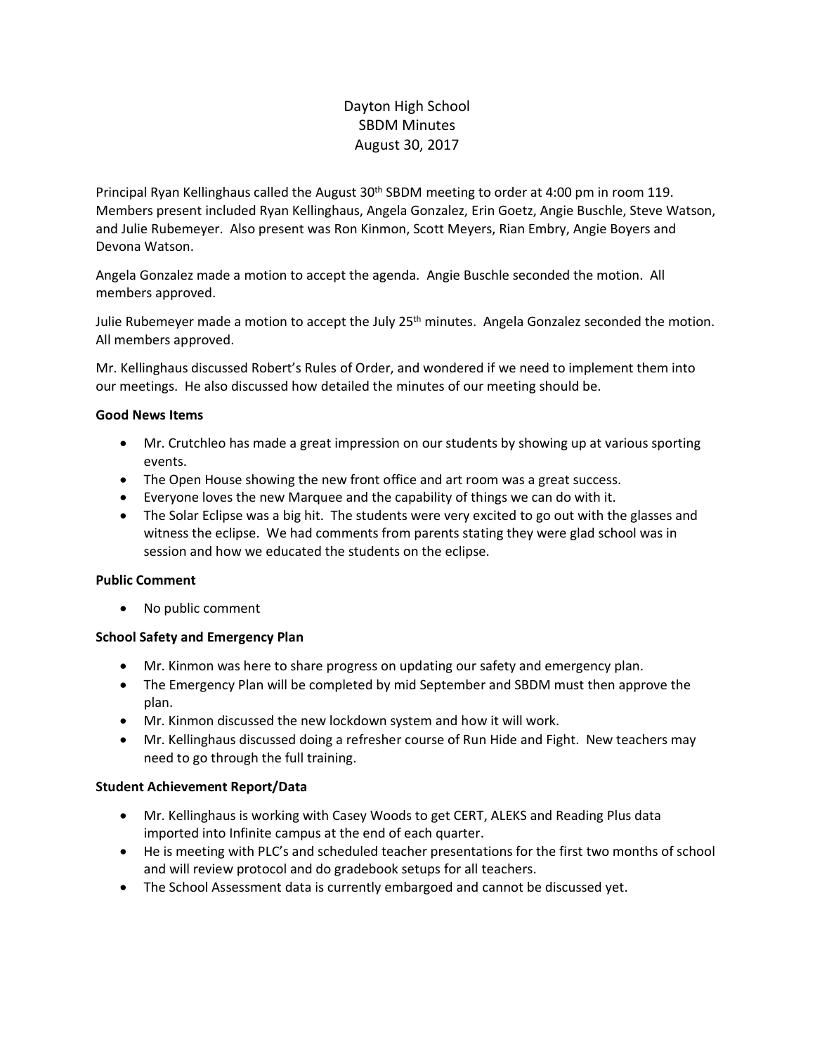Dayton High School
SBDM Minutes
August 30, 2017

Principal Ryan Kellinghaus called the August 30th SBDM meeting to order at 4:00 pm in room 119. Members present included Ryan Kellinghaus, Angela Gonzalez, Erin Goetz, Angie Buschle, Steve Watson, and Julie Rubemeyer. Also present was Ron Kinmon, Scott Meyers, Rian Embry, Angie Boyers and Devona Watson.

Angela Gonzalez made a motion to accept the agenda. Angie Buschle seconded the motion. All members approved.

Julie Rubemeyer made a motion to accept the July 25th minutes. Angela Gonzalez seconded the motion. All members approved.

Mr. Kellinghaus discussed Robert's Rules of Order, and wondered if we need to implement them into our meetings. He also discussed how detailed the minutes of our meeting should be.

**Good News Items**

- Mr. Crutchleo has made a great impression on our students by showing up at various sporting events.
- The Open House showing the new front office and art room was a great success.
- Everyone loves the new Marquee and the capability of things we can do with it.
- The Solar Eclipse was a big hit. The students were very excited to go out with the glasses and witness the eclipse. We had comments from parents stating they were glad school was in session and how we educated the students on the eclipse.

**Public Comment**

- No public comment

**School Safety and Emergency Plan**

- Mr. Kinmon was here to share progress on updating our safety and emergency plan.
- The Emergency Plan will be completed by mid September and SBDM must then approve the plan.
- Mr. Kinmon discussed the new lockdown system and how it will work.
- Mr. Kellinghaus discussed doing a refresher course of Run Hide and Fight. New teachers may need to go through the full training.

**Student Achievement Report/Data**

- Mr. Kellinghaus is working with Casey Woods to get CERT, ALEKS and Reading Plus data imported into Infinite campus at the end of each quarter.
- He is meeting with PLC's and scheduled teacher presentations for the first two months of school and will review protocol and do gradebook setups for all teachers.
- The School Assessment data is currently embargoed and cannot be discussed yet.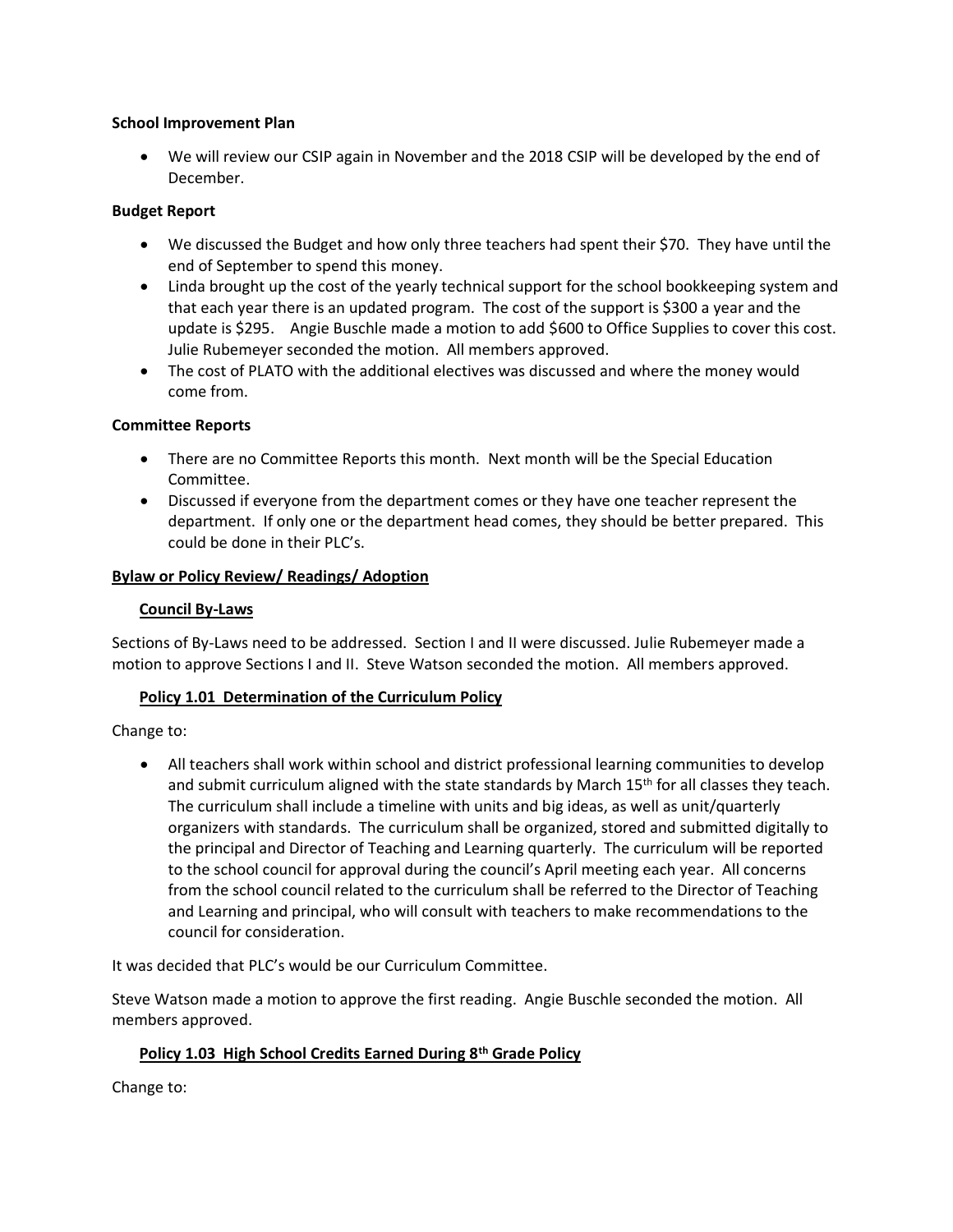**School Improvement Plan**

- We will review our CSIP again in November and the 2018 CSIP will be developed by the end of December.

**Budget Report**

- We discussed the Budget and how only three teachers had spent their $70. They have until the end of September to spend this money.
- Linda brought up the cost of the yearly technical support for the school bookkeeping system and that each year there is an updated program. The cost of the support is $300 a year and the update is $295. Angie Buschle made a motion to add $600 to Office Supplies to cover this cost. Julie Rubemeyer seconded the motion. All members approved.
- The cost of PLATO with the additional electives was discussed and where the money would come from.

**Committee Reports**

- There are no Committee Reports this month. Next month will be the Special Education Committee.
- Discussed if everyone from the department comes or they have one teacher represent the department. If only one or the department head comes, they should be better prepared. This could be done in their PLC's.

**Bylaw or Policy Review/ Readings/ Adoption**

**Council By-Laws**

Sections of By-Laws need to be addressed. Section I and II were discussed. Julie Rubemeyer made a motion to approve Sections I and II. Steve Watson seconded the motion. All members approved.

**Policy 1.01 Determination of the Curriculum Policy**

Change to:

- All teachers shall work within school and district professional learning communities to develop and submit curriculum aligned with the state standards by March 15th for all classes they teach. The curriculum shall include a timeline with units and big ideas, as well as unit/quarterly organizers with standards. The curriculum shall be organized, stored and submitted digitally to the principal and Director of Teaching and Learning quarterly. The curriculum will be reported to the school council for approval during the council's April meeting each year. All concerns from the school council related to the curriculum shall be referred to the Director of Teaching and Learning and principal, who will consult with teachers to make recommendations to the council for consideration.

It was decided that PLC's would be our Curriculum Committee.

Steve Watson made a motion to approve the first reading. Angie Buschle seconded the motion. All members approved.

**Policy 1.03 High School Credits Earned During 8th Grade Policy**

Change to: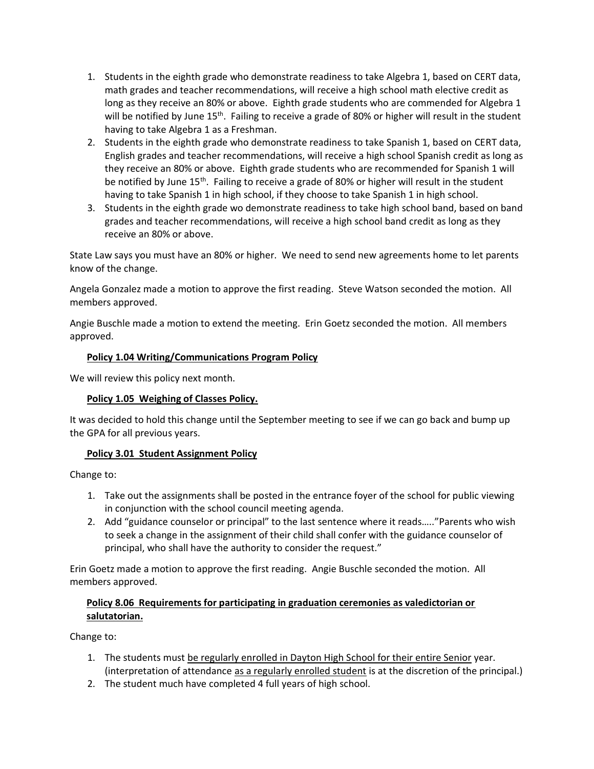1. Students in the eighth grade who demonstrate readiness to take Algebra 1, based on CERT data, math grades and teacher recommendations, will receive a high school math elective credit as long as they receive an 80% or above. Eighth grade students who are commended for Algebra 1 will be notified by June 15th. Failing to receive a grade of 80% or higher will result in the student having to take Algebra 1 as a Freshman.
2. Students in the eighth grade who demonstrate readiness to take Spanish 1, based on CERT data, English grades and teacher recommendations, will receive a high school Spanish credit as long as they receive an 80% or above. Eighth grade students who are recommended for Spanish 1 will be notified by June 15th. Failing to receive a grade of 80% or higher will result in the student having to take Spanish 1 in high school, if they choose to take Spanish 1 in high school.
3. Students in the eighth grade wo demonstrate readiness to take high school band, based on band grades and teacher recommendations, will receive a high school band credit as long as they receive an 80% or above.

State Law says you must have an 80% or higher. We need to send new agreements home to let parents know of the change.

Angela Gonzalez made a motion to approve the first reading. Steve Watson seconded the motion. All members approved.

Angie Buschle made a motion to extend the meeting. Erin Goetz seconded the motion. All members approved.

**<u>Policy 1.04 Writing/Communications Program Policy</u>**

We will review this policy next month.

**<u>Policy 1.05 Weighing of Classes Policy.</u>**

It was decided to hold this change until the September meeting to see if we can go back and bump up the GPA for all previous years.

**<u>Policy 3.01 Student Assignment Policy</u>**

Change to:

1. Take out the assignments shall be posted in the entrance foyer of the school for public viewing in conjunction with the school council meeting agenda.
2. Add "guidance counselor or principal" to the last sentence where it reads….."Parents who wish to seek a change in the assignment of their child shall confer with the guidance counselor of principal, who shall have the authority to consider the request."

Erin Goetz made a motion to approve the first reading. Angie Buschle seconded the motion. All members approved.

**<u>Policy 8.06 Requirements for participating in graduation ceremonies as valedictorian or salutatorian.</u>**

Change to:

1. The students must <u>be regularly enrolled in Dayton High School for their entire Senior</u> year. (interpretation of attendance <u>as a regularly enrolled student</u> is at the discretion of the principal.)
2. The student much have completed 4 full years of high school.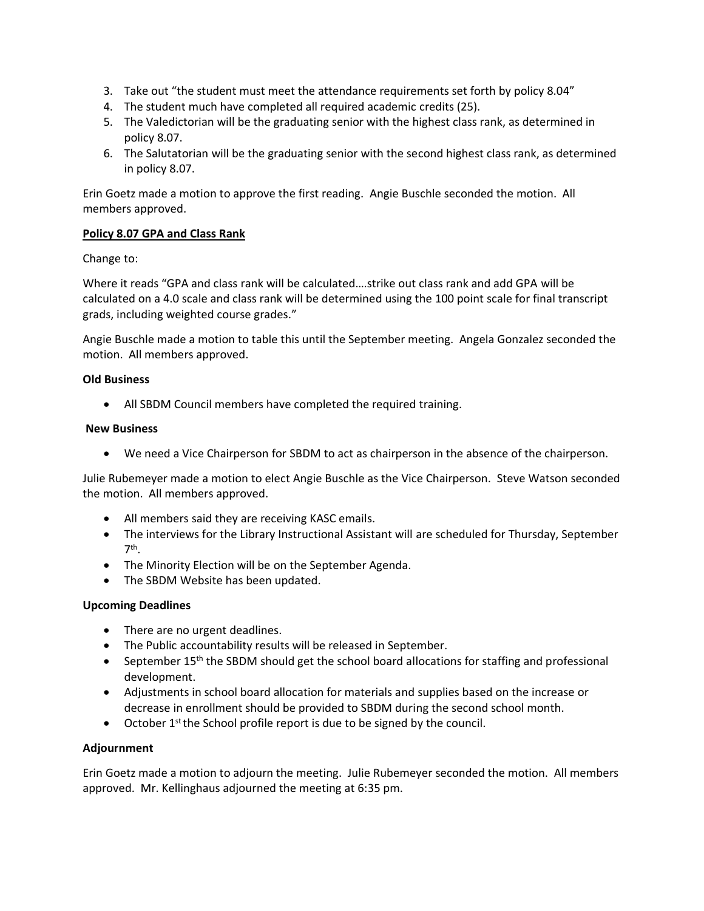3. Take out "the student must meet the attendance requirements set forth by policy 8.04"
4. The student much have completed all required academic credits (25).
5. The Valedictorian will be the graduating senior with the highest class rank, as determined in policy 8.07.
6. The Salutatorian will be the graduating senior with the second highest class rank, as determined in policy 8.07.

Erin Goetz made a motion to approve the first reading. Angie Buschle seconded the motion. All members approved.

**Policy 8.07 GPA and Class Rank**

Change to:

Where it reads "GPA and class rank will be calculated….strike out class rank and add GPA will be calculated on a 4.0 scale and class rank will be determined using the 100 point scale for final transcript grads, including weighted course grades."

Angie Buschle made a motion to table this until the September meeting. Angela Gonzalez seconded the motion. All members approved.

**Old Business**

- All SBDM Council members have completed the required training.

**New Business**

- We need a Vice Chairperson for SBDM to act as chairperson in the absence of the chairperson.

Julie Rubemeyer made a motion to elect Angie Buschle as the Vice Chairperson. Steve Watson seconded the motion. All members approved.

- All members said they are receiving KASC emails.
- The interviews for the Library Instructional Assistant will are scheduled for Thursday, September 7th.
- The Minority Election will be on the September Agenda.
- The SBDM Website has been updated.

**Upcoming Deadlines**

- There are no urgent deadlines.
- The Public accountability results will be released in September.
- September 15th the SBDM should get the school board allocations for staffing and professional development.
- Adjustments in school board allocation for materials and supplies based on the increase or decrease in enrollment should be provided to SBDM during the second school month.
- October 1st the School profile report is due to be signed by the council.

**Adjournment**

Erin Goetz made a motion to adjourn the meeting. Julie Rubemeyer seconded the motion. All members approved. Mr. Kellinghaus adjourned the meeting at 6:35 pm.